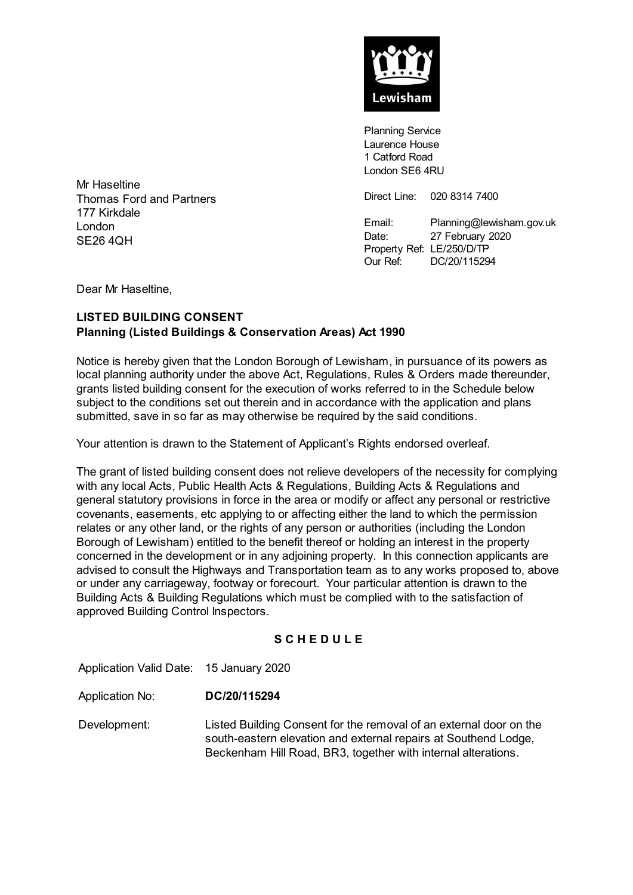Lewisham

Planning Service
Laurence House
1 Catford Road
London SE6 4RU

Direct Line: 020 8314 7400

Email: Planning@lewisham.gov.uk
Date: 27 February 2020
Property Ref: LE/250/D/TP
Our Ref: DC/20/115294

Mr Haseltine
Thomas Ford and Partners
177 Kirkdale
London
SE26 4QH

Dear Mr Haseltine,

**LISTED BUILDING CONSENT**
**Planning (Listed Buildings & Conservation Areas) Act 1990**

Notice is hereby given that the London Borough of Lewisham, in pursuance of its powers as local planning authority under the above Act, Regulations, Rules & Orders made thereunder, grants listed building consent for the execution of works referred to in the Schedule below subject to the conditions set out therein and in accordance with the application and plans submitted, save in so far as may otherwise be required by the said conditions.

Your attention is drawn to the Statement of Applicant's Rights endorsed overleaf.

The grant of listed building consent does not relieve developers of the necessity for complying with any local Acts, Public Health Acts & Regulations, Building Acts & Regulations and general statutory provisions in force in the area or modify or affect any personal or restrictive covenants, easements, etc applying to or affecting either the land to which the permission relates or any other land, or the rights of any person or authorities (including the London Borough of Lewisham) entitled to the benefit thereof or holding an interest in the property concerned in the development or in any adjoining property. In this connection applicants are advised to consult the Highways and Transportation team as to any works proposed to, above or under any carriageway, footway or forecourt. Your particular attention is drawn to the Building Acts & Building Regulations which must be complied with to the satisfaction of approved Building Control Inspectors.

**S C H E D U L E**

Application Valid Date: 15 January 2020

Application No: **DC/20/115294**

Development: Listed Building Consent for the removal of an external door on the south-eastern elevation and external repairs at Southend Lodge, Beckenham Hill Road, BR3, together with internal alterations.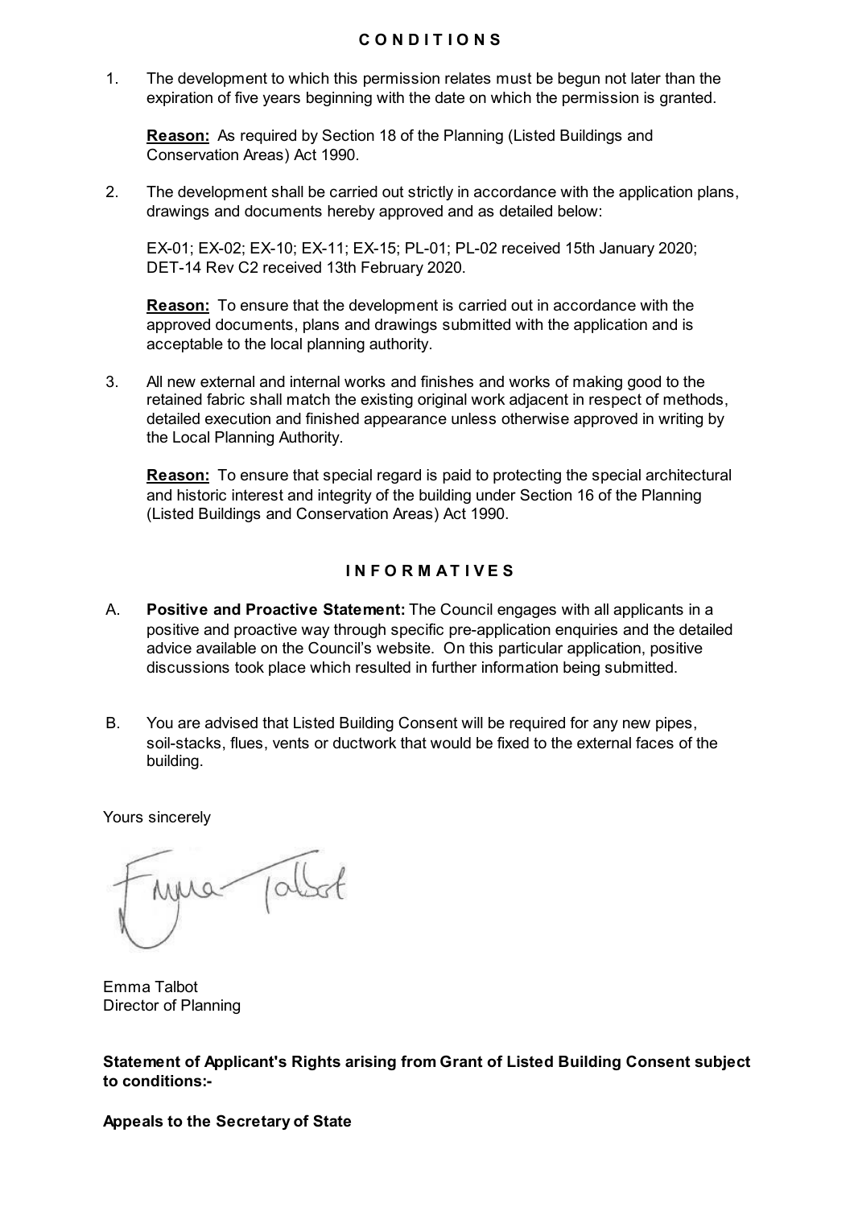## CONDITIONS

1. The development to which this permission relates must be begun not later than the expiration of five years beginning with the date on which the permission is granted.

   **Reason:** As required by Section 18 of the Planning (Listed Buildings and Conservation Areas) Act 1990.

2. The development shall be carried out strictly in accordance with the application plans, drawings and documents hereby approved and as detailed below:

   EX-01; EX-02; EX-10; EX-11; EX-15; PL-01; PL-02 received 15th January 2020; DET-14 Rev C2 received 13th February 2020.

   **Reason:** To ensure that the development is carried out in accordance with the approved documents, plans and drawings submitted with the application and is acceptable to the local planning authority.

3. All new external and internal works and finishes and works of making good to the retained fabric shall match the existing original work adjacent in respect of methods, detailed execution and finished appearance unless otherwise approved in writing by the Local Planning Authority.

   **Reason:** To ensure that special regard is paid to protecting the special architectural and historic interest and integrity of the building under Section 16 of the Planning (Listed Buildings and Conservation Areas) Act 1990.

## INFORMATIVES

A. **Positive and Proactive Statement:** The Council engages with all applicants in a positive and proactive way through specific pre-application enquiries and the detailed advice available on the Council's website. On this particular application, positive discussions took place which resulted in further information being submitted.

B. You are advised that Listed Building Consent will be required for any new pipes, soil-stacks, flues, vents or ductwork that would be fixed to the external faces of the building.

Yours sincerely

Emma Talbot
Director of Planning

**Statement of Applicant's Rights arising from Grant of Listed Building Consent subject to conditions:-**

**Appeals to the Secretary of State**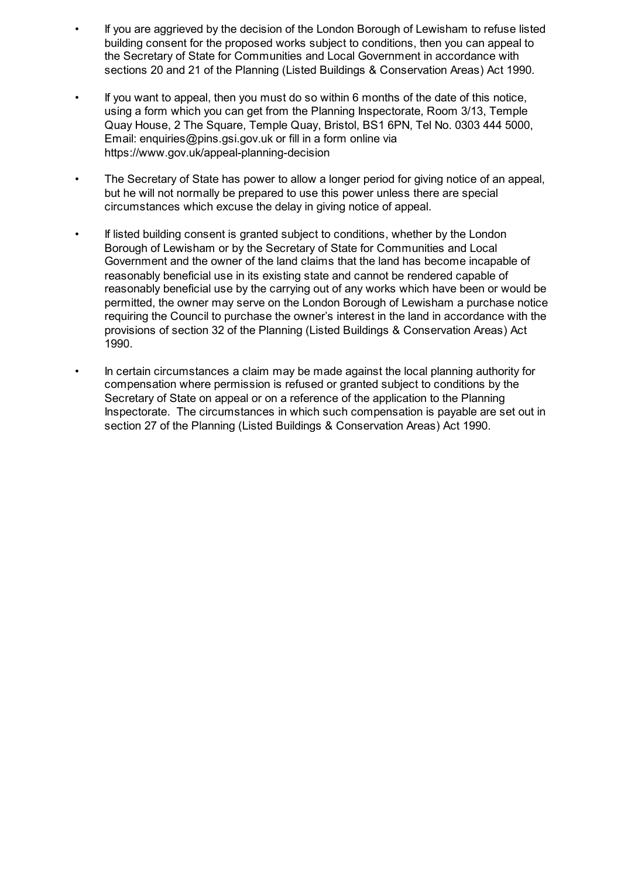- If you are aggrieved by the decision of the London Borough of Lewisham to refuse listed building consent for the proposed works subject to conditions, then you can appeal to the Secretary of State for Communities and Local Government in accordance with sections 20 and 21 of the Planning (Listed Buildings & Conservation Areas) Act 1990.

- If you want to appeal, then you must do so within 6 months of the date of this notice, using a form which you can get from the Planning Inspectorate, Room 3/13, Temple Quay House, 2 The Square, Temple Quay, Bristol, BS1 6PN, Tel No. 0303 444 5000, Email: enquiries@pins.gsi.gov.uk or fill in a form online via https://www.gov.uk/appeal-planning-decision

- The Secretary of State has power to allow a longer period for giving notice of an appeal, but he will not normally be prepared to use this power unless there are special circumstances which excuse the delay in giving notice of appeal.

- If listed building consent is granted subject to conditions, whether by the London Borough of Lewisham or by the Secretary of State for Communities and Local Government and the owner of the land claims that the land has become incapable of reasonably beneficial use in its existing state and cannot be rendered capable of reasonably beneficial use by the carrying out of any works which have been or would be permitted, the owner may serve on the London Borough of Lewisham a purchase notice requiring the Council to purchase the owner's interest in the land in accordance with the provisions of section 32 of the Planning (Listed Buildings & Conservation Areas) Act 1990.

- In certain circumstances a claim may be made against the local planning authority for compensation where permission is refused or granted subject to conditions by the Secretary of State on appeal or on a reference of the application to the Planning Inspectorate. The circumstances in which such compensation is payable are set out in section 27 of the Planning (Listed Buildings & Conservation Areas) Act 1990.